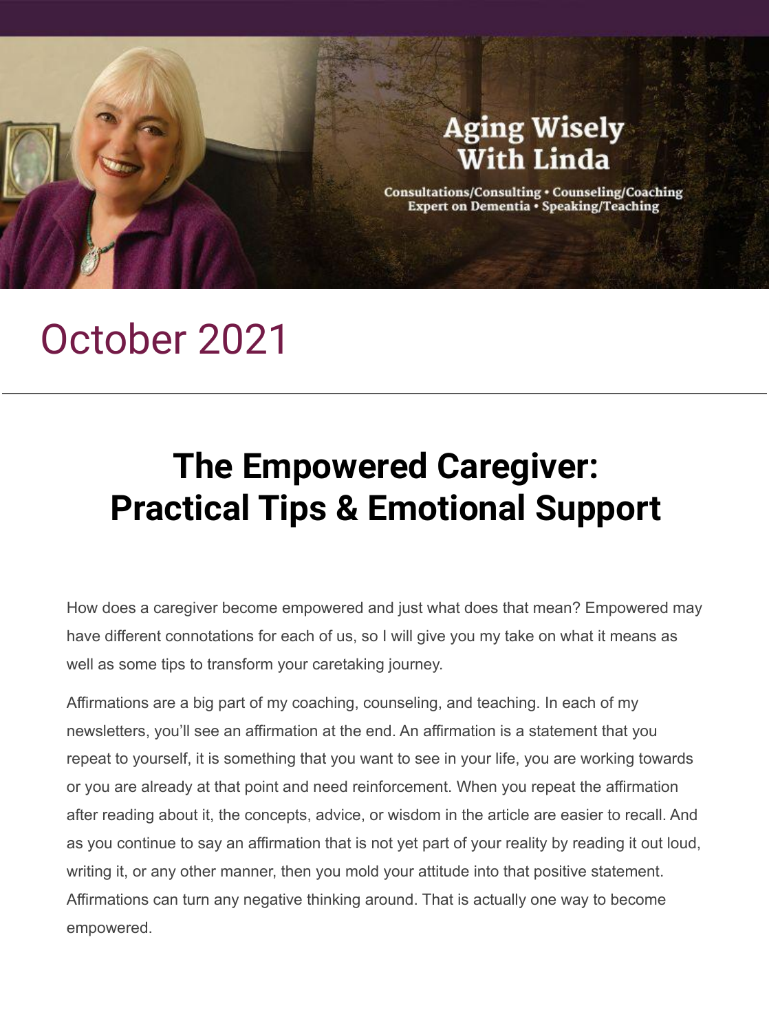# Aging Wisely With Linda

Consultations/Consulting • Counseling/Coaching
Expert on Dementia • Speaking/Teaching

## October 2021

---

# The Empowered Caregiver: Practical Tips & Emotional Support

How does a caregiver become empowered and just what does that mean? Empowered may have different connotations for each of us, so I will give you my take on what it means as well as some tips to transform your caretaking journey.

Affirmations are a big part of my coaching, counseling, and teaching. In each of my newsletters, you'll see an affirmation at the end. An affirmation is a statement that you repeat to yourself, it is something that you want to see in your life, you are working towards or you are already at that point and need reinforcement. When you repeat the affirmation after reading about it, the concepts, advice, or wisdom in the article are easier to recall. And as you continue to say an affirmation that is not yet part of your reality by reading it out loud, writing it, or any other manner, then you mold your attitude into that positive statement. Affirmations can turn any negative thinking around. That is actually one way to become empowered.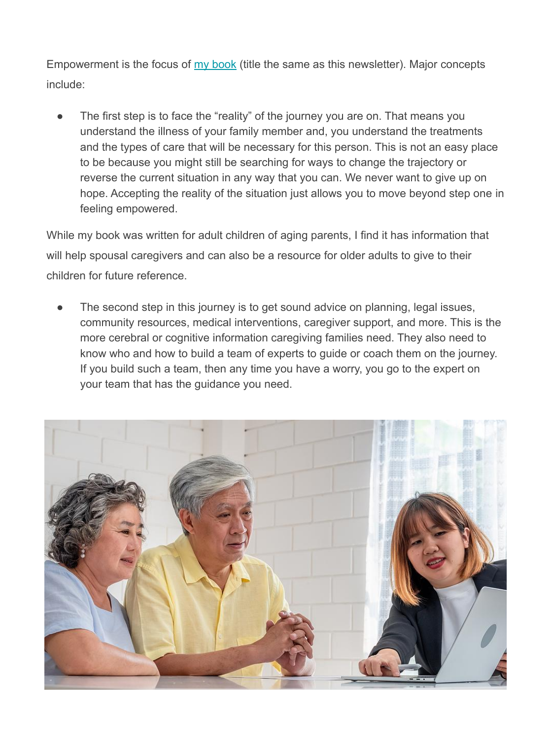Empowerment is the focus of [my book](#) (title the same as this newsletter). Major concepts include:

- The first step is to face the “reality” of the journey you are on. That means you understand the illness of your family member and, you understand the treatments and the types of care that will be necessary for this person. This is not an easy place to be because you might still be searching for ways to change the trajectory or reverse the current situation in any way that you can. We never want to give up on hope. Accepting the reality of the situation just allows you to move beyond step one in feeling empowered.

While my book was written for adult children of aging parents, I find it has information that will help spousal caregivers and can also be a resource for older adults to give to their children for future reference.

- The second step in this journey is to get sound advice on planning, legal issues, community resources, medical interventions, caregiver support, and more. This is the more cerebral or cognitive information caregiving families need. They also need to know who and how to build a team of experts to guide or coach them on the journey. If you build such a team, then any time you have a worry, you go to the expert on your team that has the guidance you need.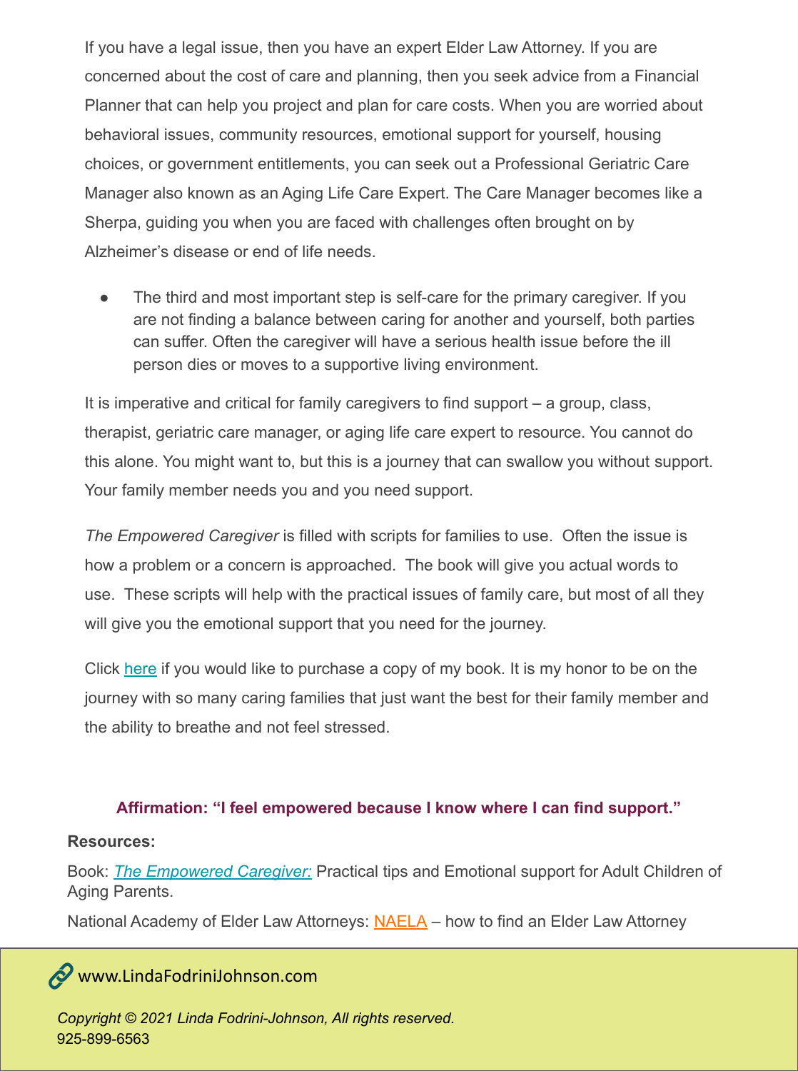If you have a legal issue, then you have an expert Elder Law Attorney. If you are concerned about the cost of care and planning, then you seek advice from a Financial Planner that can help you project and plan for care costs. When you are worried about behavioral issues, community resources, emotional support for yourself, housing choices, or government entitlements, you can seek out a Professional Geriatric Care Manager also known as an Aging Life Care Expert. The Care Manager becomes like a Sherpa, guiding you when you are faced with challenges often brought on by Alzheimer's disease or end of life needs.

- The third and most important step is self-care for the primary caregiver. If you are not finding a balance between caring for another and yourself, both parties can suffer. Often the caregiver will have a serious health issue before the ill person dies or moves to a supportive living environment.

It is imperative and critical for family caregivers to find support – a group, class, therapist, geriatric care manager, or aging life care expert to resource. You cannot do this alone. You might want to, but this is a journey that can swallow you without support. Your family member needs you and you need support.

*The Empowered Caregiver* is filled with scripts for families to use. Often the issue is how a problem or a concern is approached. The book will give you actual words to use. These scripts will help with the practical issues of family care, but most of all they will give you the emotional support that you need for the journey.

Click here if you would like to purchase a copy of my book. It is my honor to be on the journey with so many caring families that just want the best for their family member and the ability to breathe and not feel stressed.

**Affirmation: "I feel empowered because I know where I can find support."**

**Resources:**

Book: *The Empowered Caregiver:* Practical tips and Emotional support for Adult Children of Aging Parents.

National Academy of Elder Law Attorneys: NAELA – how to find an Elder Law Attorney

www.LindaFodriniJohnson.com

*Copyright © 2021 Linda Fodrini-Johnson, All rights reserved.*
925-899-6563